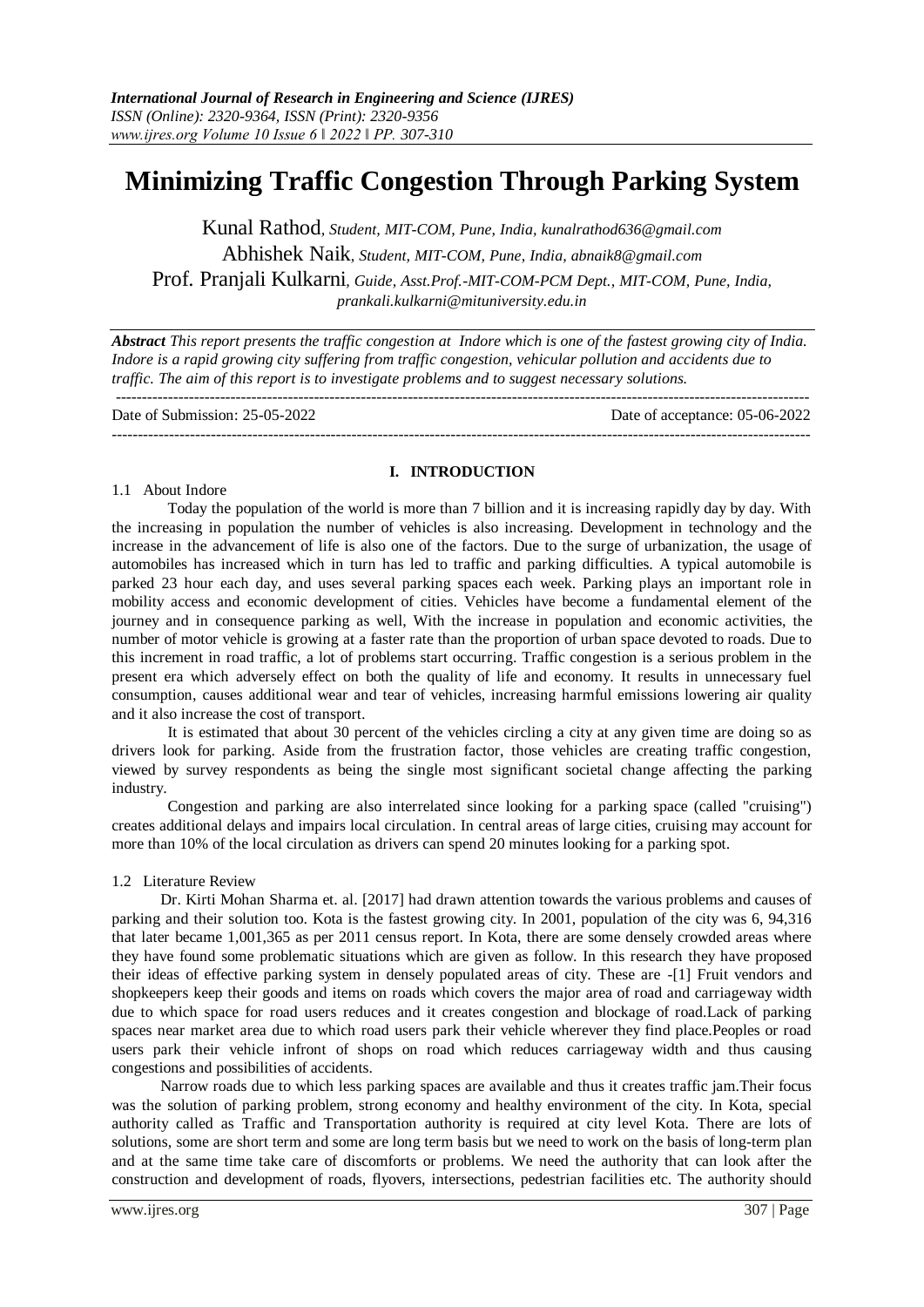# Minimizing Traffic Congestion Through Parking System

Kunal Rathod, *Student, MIT-COM, Pune, India, kunalrathod636@gmail.com*

Abhishek Naik, *Student, MIT-COM, Pune, India, abnaik8@gmail.com*

Prof. Pranjali Kulkarni, *Guide, Asst.Prof.-MIT-COM-PCM Dept., MIT-COM, Pune, India, prankali.kulkarni@mituniversity.edu.in*

***Abstract*** *This report presents the traffic congestion at Indore which is one of the fastest growing city of India. Indore is a rapid growing city suffering from traffic congestion, vehicular pollution and accidents due to traffic. The aim of this report is to investigate problems and to suggest necessary solutions.*

Date of Submission: 25-05-2022 Date of acceptance: 05-06-2022

## I. INTRODUCTION

### 1.1 About Indore

Today the population of the world is more than 7 billion and it is increasing rapidly day by day. With the increasing in population the number of vehicles is also increasing. Development in technology and the increase in the advancement of life is also one of the factors. Due to the surge of urbanization, the usage of automobiles has increased which in turn has led to traffic and parking difficulties. A typical automobile is parked 23 hour each day, and uses several parking spaces each week. Parking plays an important role in mobility access and economic development of cities. Vehicles have become a fundamental element of the journey and in consequence parking as well, With the increase in population and economic activities, the number of motor vehicle is growing at a faster rate than the proportion of urban space devoted to roads. Due to this increment in road traffic, a lot of problems start occurring. Traffic congestion is a serious problem in the present era which adversely effect on both the quality of life and economy. It results in unnecessary fuel consumption, causes additional wear and tear of vehicles, increasing harmful emissions lowering air quality and it also increase the cost of transport.

It is estimated that about 30 percent of the vehicles circling a city at any given time are doing so as drivers look for parking. Aside from the frustration factor, those vehicles are creating traffic congestion, viewed by survey respondents as being the single most significant societal change affecting the parking industry.

Congestion and parking are also interrelated since looking for a parking space (called "cruising") creates additional delays and impairs local circulation. In central areas of large cities, cruising may account for more than 10% of the local circulation as drivers can spend 20 minutes looking for a parking spot.

### 1.2 Literature Review

Dr. Kirti Mohan Sharma et. al. [2017] had drawn attention towards the various problems and causes of parking and their solution too. Kota is the fastest growing city. In 2001, population of the city was 6, 94,316 that later became 1,001,365 as per 2011 census report. In Kota, there are some densely crowded areas where they have found some problematic situations which are given as follow. In this research they have proposed their ideas of effective parking system in densely populated areas of city. These are -[1] Fruit vendors and shopkeepers keep their goods and items on roads which covers the major area of road and carriageway width due to which space for road users reduces and it creates congestion and blockage of road.Lack of parking spaces near market area due to which road users park their vehicle wherever they find place.Peoples or road users park their vehicle infront of shops on road which reduces carriageway width and thus causing congestions and possibilities of accidents.

Narrow roads due to which less parking spaces are available and thus it creates traffic jam.Their focus was the solution of parking problem, strong economy and healthy environment of the city. In Kota, special authority called as Traffic and Transportation authority is required at city level Kota. There are lots of solutions, some are short term and some are long term basis but we need to work on the basis of long-term plan and at the same time take care of discomforts or problems. We need the authority that can look after the construction and development of roads, flyovers, intersections, pedestrian facilities etc. The authority should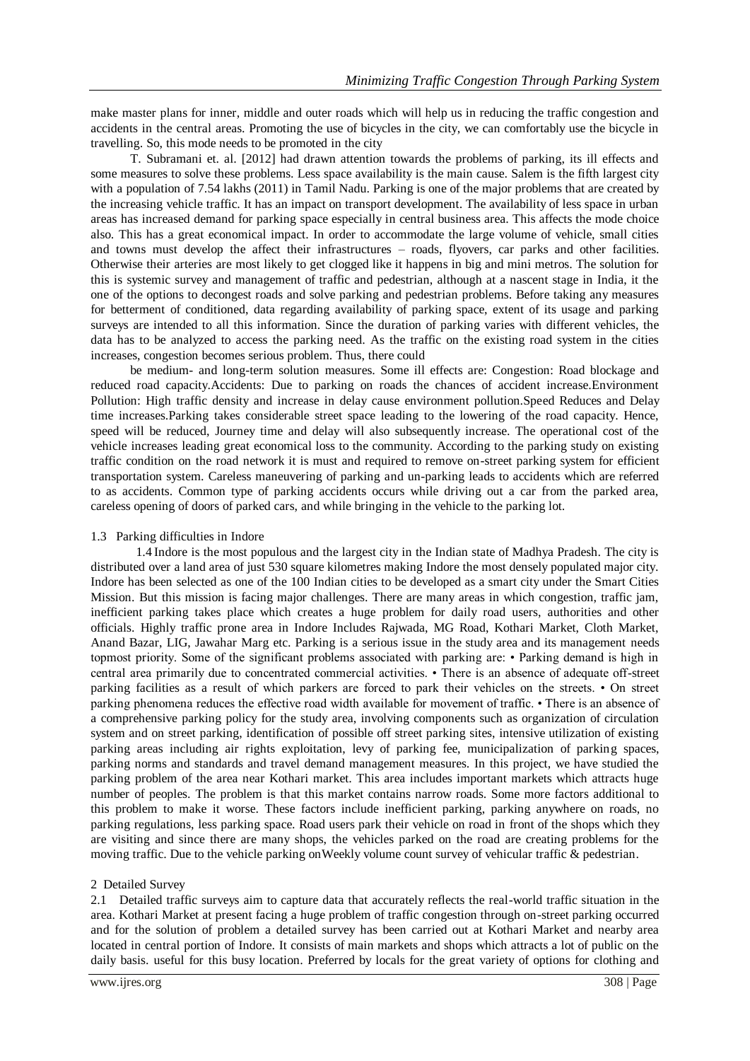make master plans for inner, middle and outer roads which will help us in reducing the traffic congestion and accidents in the central areas. Promoting the use of bicycles in the city, we can comfortably use the bicycle in travelling. So, this mode needs to be promoted in the city

T. Subramani et. al. [2012] had drawn attention towards the problems of parking, its ill effects and some measures to solve these problems. Less space availability is the main cause. Salem is the fifth largest city with a population of 7.54 lakhs (2011) in Tamil Nadu. Parking is one of the major problems that are created by the increasing vehicle traffic. It has an impact on transport development. The availability of less space in urban areas has increased demand for parking space especially in central business area. This affects the mode choice also. This has a great economical impact. In order to accommodate the large volume of vehicle, small cities and towns must develop the affect their infrastructures – roads, flyovers, car parks and other facilities. Otherwise their arteries are most likely to get clogged like it happens in big and mini metros. The solution for this is systemic survey and management of traffic and pedestrian, although at a nascent stage in India, it the one of the options to decongest roads and solve parking and pedestrian problems. Before taking any measures for betterment of conditioned, data regarding availability of parking space, extent of its usage and parking surveys are intended to all this information. Since the duration of parking varies with different vehicles, the data has to be analyzed to access the parking need. As the traffic on the existing road system in the cities increases, congestion becomes serious problem. Thus, there could

be medium- and long-term solution measures. Some ill effects are: Congestion: Road blockage and reduced road capacity.Accidents: Due to parking on roads the chances of accident increase.Environment Pollution: High traffic density and increase in delay cause environment pollution.Speed Reduces and Delay time increases.Parking takes considerable street space leading to the lowering of the road capacity. Hence, speed will be reduced, Journey time and delay will also subsequently increase. The operational cost of the vehicle increases leading great economical loss to the community. According to the parking study on existing traffic condition on the road network it is must and required to remove on-street parking system for efficient transportation system. Careless maneuvering of parking and un-parking leads to accidents which are referred to as accidents. Common type of parking accidents occurs while driving out a car from the parked area, careless opening of doors of parked cars, and while bringing in the vehicle to the parking lot.

### 1.3 Parking difficulties in Indore

1.4 Indore is the most populous and the largest city in the Indian state of Madhya Pradesh. The city is distributed over a land area of just 530 square kilometres making Indore the most densely populated major city. Indore has been selected as one of the 100 Indian cities to be developed as a smart city under the Smart Cities Mission. But this mission is facing major challenges. There are many areas in which congestion, traffic jam, inefficient parking takes place which creates a huge problem for daily road users, authorities and other officials. Highly traffic prone area in Indore Includes Rajwada, MG Road, Kothari Market, Cloth Market, Anand Bazar, LIG, Jawahar Marg etc. Parking is a serious issue in the study area and its management needs topmost priority. Some of the significant problems associated with parking are: • Parking demand is high in central area primarily due to concentrated commercial activities. • There is an absence of adequate off-street parking facilities as a result of which parkers are forced to park their vehicles on the streets. • On street parking phenomena reduces the effective road width available for movement of traffic. • There is an absence of a comprehensive parking policy for the study area, involving components such as organization of circulation system and on street parking, identification of possible off street parking sites, intensive utilization of existing parking areas including air rights exploitation, levy of parking fee, municipalization of parking spaces, parking norms and standards and travel demand management measures. In this project, we have studied the parking problem of the area near Kothari market. This area includes important markets which attracts huge number of peoples. The problem is that this market contains narrow roads. Some more factors additional to this problem to make it worse. These factors include inefficient parking, parking anywhere on roads, no parking regulations, less parking space. Road users park their vehicle on road in front of the shops which they are visiting and since there are many shops, the vehicles parked on the road are creating problems for the moving traffic. Due to the vehicle parking onWeekly volume count survey of vehicular traffic & pedestrian.

## 2 Detailed Survey

2.1 Detailed traffic surveys aim to capture data that accurately reflects the real-world traffic situation in the area. Kothari Market at present facing a huge problem of traffic congestion through on-street parking occurred and for the solution of problem a detailed survey has been carried out at Kothari Market and nearby area located in central portion of Indore. It consists of main markets and shops which attracts a lot of public on the daily basis. useful for this busy location. Preferred by locals for the great variety of options for clothing and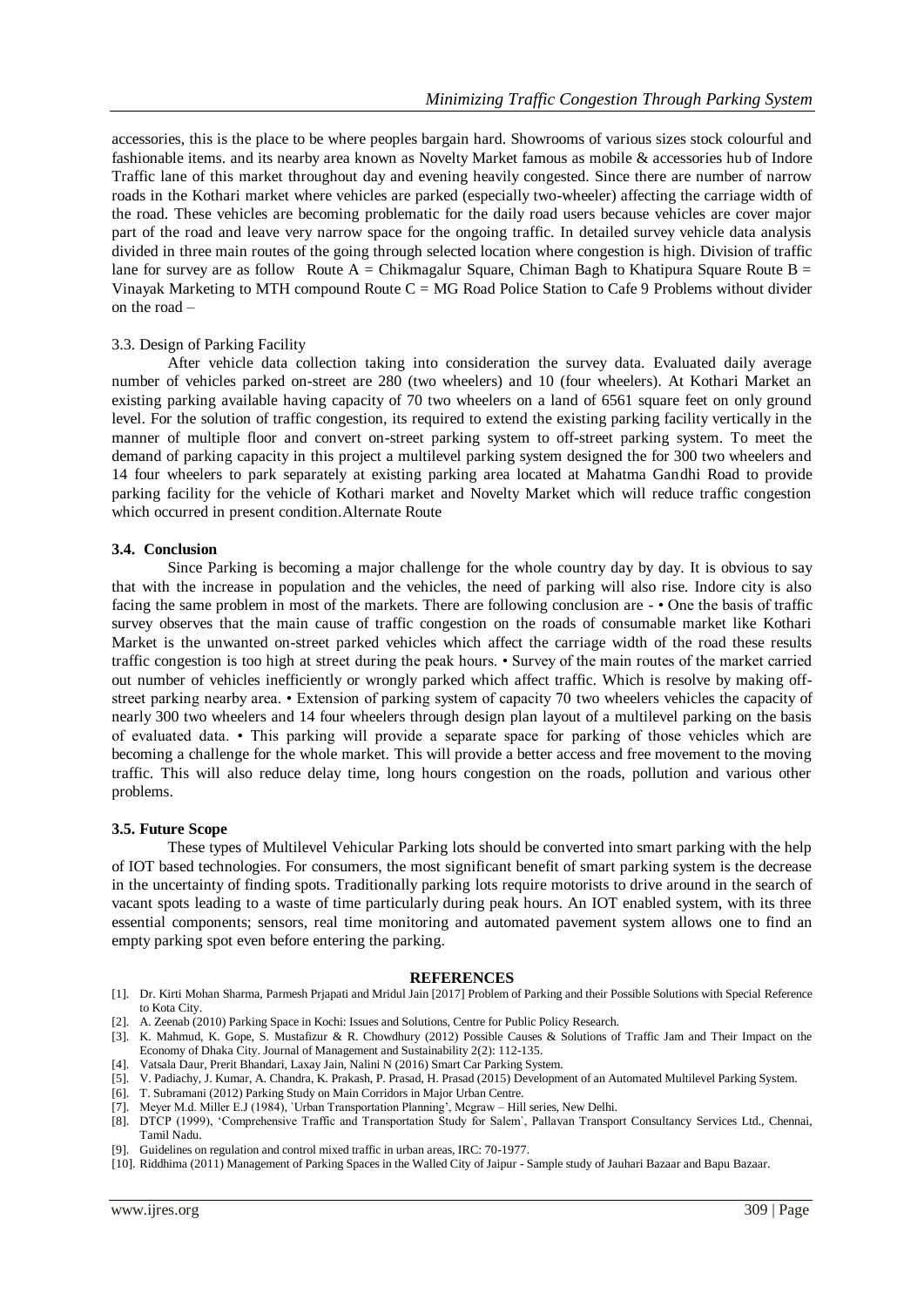accessories, this is the place to be where peoples bargain hard. Showrooms of various sizes stock colourful and fashionable items. and its nearby area known as Novelty Market famous as mobile & accessories hub of Indore Traffic lane of this market throughout day and evening heavily congested. Since there are number of narrow roads in the Kothari market where vehicles are parked (especially two-wheeler) affecting the carriage width of the road. These vehicles are becoming problematic for the daily road users because vehicles are cover major part of the road and leave very narrow space for the ongoing traffic. In detailed survey vehicle data analysis divided in three main routes of the going through selected location where congestion is high. Division of traffic lane for survey are as follow Route A = Chikmagalur Square, Chiman Bagh to Khatipura Square Route B = Vinayak Marketing to MTH compound Route C = MG Road Police Station to Cafe 9 Problems without divider on the road –

3.3. Design of Parking Facility

After vehicle data collection taking into consideration the survey data. Evaluated daily average number of vehicles parked on-street are 280 (two wheelers) and 10 (four wheelers). At Kothari Market an existing parking available having capacity of 70 two wheelers on a land of 6561 square feet on only ground level. For the solution of traffic congestion, its required to extend the existing parking facility vertically in the manner of multiple floor and convert on-street parking system to off-street parking system. To meet the demand of parking capacity in this project a multilevel parking system designed the for 300 two wheelers and 14 four wheelers to park separately at existing parking area located at Mahatma Gandhi Road to provide parking facility for the vehicle of Kothari market and Novelty Market which will reduce traffic congestion which occurred in present condition.Alternate Route

### 3.4. Conclusion

Since Parking is becoming a major challenge for the whole country day by day. It is obvious to say that with the increase in population and the vehicles, the need of parking will also rise. Indore city is also facing the same problem in most of the markets. There are following conclusion are - • One the basis of traffic survey observes that the main cause of traffic congestion on the roads of consumable market like Kothari Market is the unwanted on-street parked vehicles which affect the carriage width of the road these results traffic congestion is too high at street during the peak hours. • Survey of the main routes of the market carried out number of vehicles inefficiently or wrongly parked which affect traffic. Which is resolve by making off-street parking nearby area. • Extension of parking system of capacity 70 two wheelers vehicles the capacity of nearly 300 two wheelers and 14 four wheelers through design plan layout of a multilevel parking on the basis of evaluated data. • This parking will provide a separate space for parking of those vehicles which are becoming a challenge for the whole market. This will provide a better access and free movement to the moving traffic. This will also reduce delay time, long hours congestion on the roads, pollution and various other problems.

### 3.5. Future Scope

These types of Multilevel Vehicular Parking lots should be converted into smart parking with the help of IOT based technologies. For consumers, the most significant benefit of smart parking system is the decrease in the uncertainty of finding spots. Traditionally parking lots require motorists to drive around in the search of vacant spots leading to a waste of time particularly during peak hours. An IOT enabled system, with its three essential components; sensors, real time monitoring and automated pavement system allows one to find an empty parking spot even before entering the parking.

## REFERENCES

[1]. Dr. Kirti Mohan Sharma, Parmesh Prjapati and Mridul Jain [2017] Problem of Parking and their Possible Solutions with Special Reference to Kota City.
[2]. A. Zeenab (2010) Parking Space in Kochi: Issues and Solutions, Centre for Public Policy Research.
[3]. K. Mahmud, K. Gope, S. Mustafizur & R. Chowdhury (2012) Possible Causes & Solutions of Traffic Jam and Their Impact on the Economy of Dhaka City. Journal of Management and Sustainability 2(2): 112-135.
[4]. Vatsala Daur, Prerit Bhandari, Laxay Jain, Nalini N (2016) Smart Car Parking System.
[5]. V. Padiachy, J. Kumar, A. Chandra, K. Prakash, P. Prasad, H. Prasad (2015) Development of an Automated Multilevel Parking System.
[6]. T. Subramani (2012) Parking Study on Main Corridors in Major Urban Centre.
[7]. Meyer M.d. Miller E.J (1984), `Urban Transportation Planning', Mcgraw – Hill series, New Delhi.
[8]. DTCP (1999), 'Comprehensive Traffic and Transportation Study for Salem`, Pallavan Transport Consultancy Services Ltd., Chennai, Tamil Nadu.
[9]. Guidelines on regulation and control mixed traffic in urban areas, IRC: 70-1977.
[10]. Riddhima (2011) Management of Parking Spaces in the Walled City of Jaipur - Sample study of Jauhari Bazaar and Bapu Bazaar.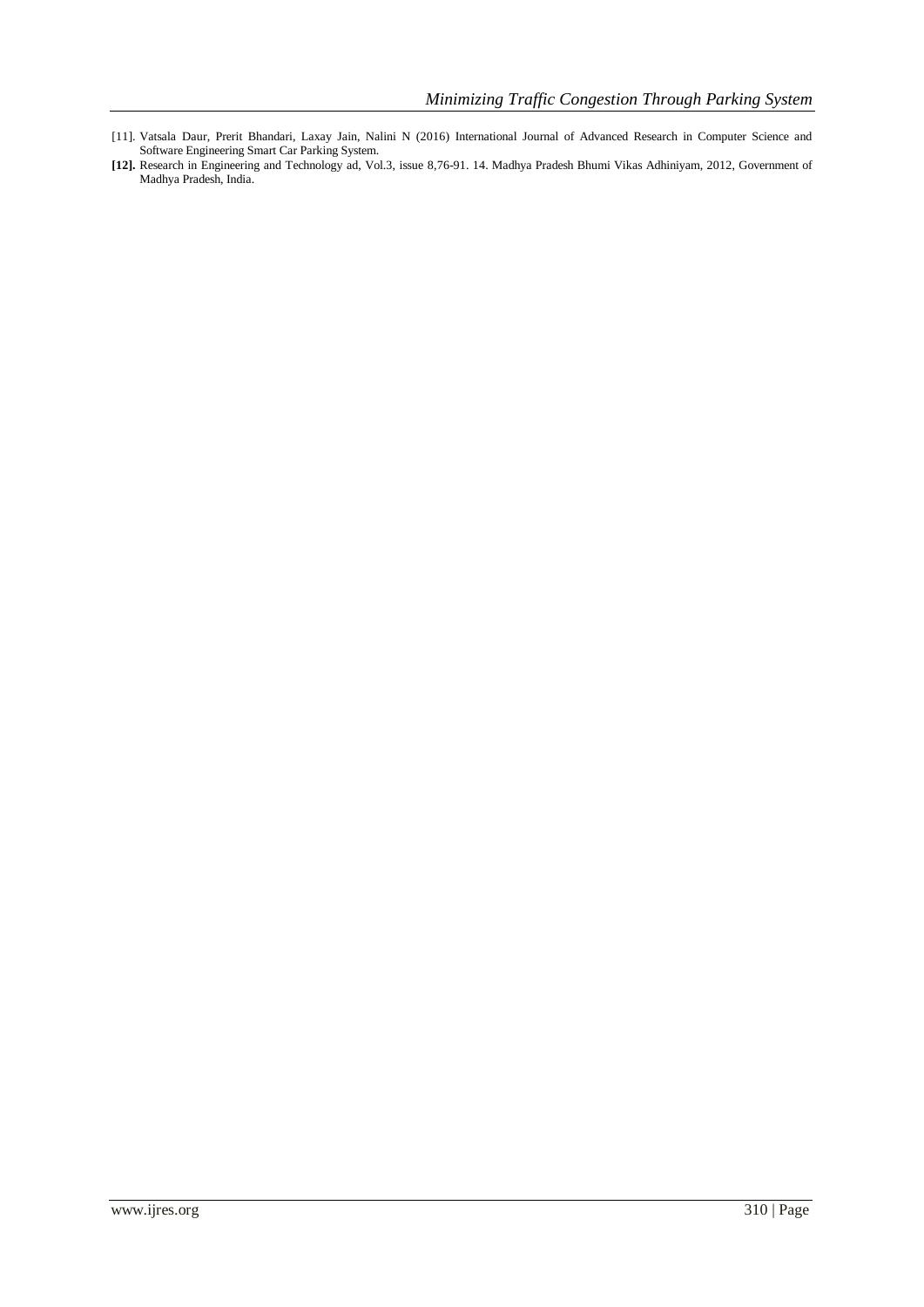[11]. Vatsala Daur, Prerit Bhandari, Laxay Jain, Nalini N (2016) International Journal of Advanced Research in Computer Science and Software Engineering Smart Car Parking System.

**[12].** Research in Engineering and Technology ad, Vol.3, issue 8,76-91. 14. Madhya Pradesh Bhumi Vikas Adhiniyam, 2012, Government of Madhya Pradesh, India.